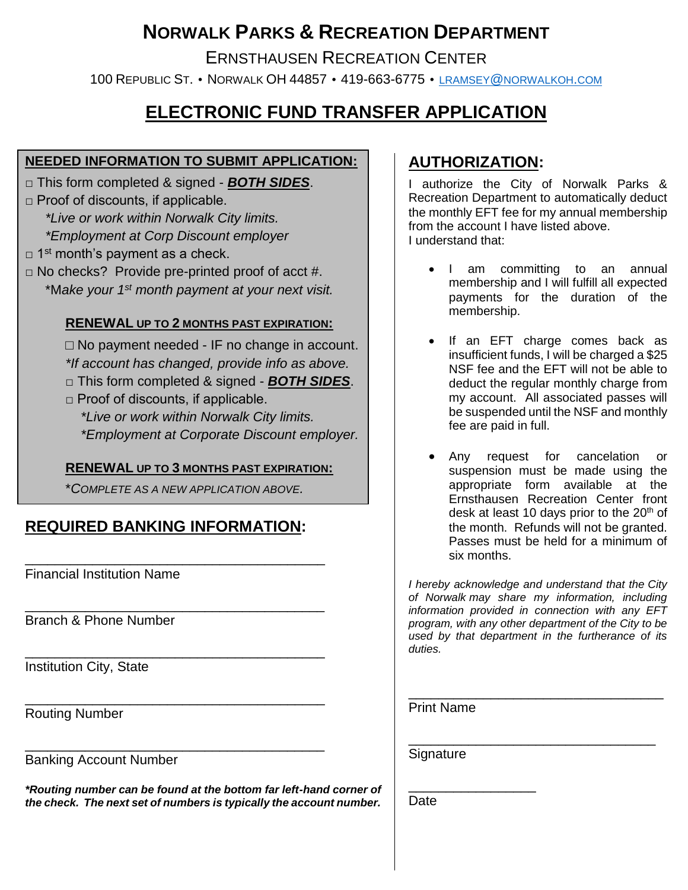# NORWALK PARKS & RECREATION DEPARTMENT

ERNSTHAUSEN RECREATION CENTER

100 REPUBLIC ST. • NORWALK OH 44857 • 419-663-6775 • LRAMSEY@NORWALKOH.COM

## ELECTRONIC FUND TRANSFER APPLICATION

### NEEDED INFORMATION TO SUBMIT APPLICATION:

□ This form completed & signed - ***BOTH SIDES***.

□ Proof of discounts, if applicable.

*\*Live or work within Norwalk City limits.*

*\*Employment at Corp Discount employer*

□ 1st month's payment as a check.

□ No checks? Provide pre-printed proof of acct #.

\*M*ake your 1st month payment at your next visit.*

#### RENEWAL UP TO 2 MONTHS PAST EXPIRATION:

□ No payment needed - IF no change in account.

*\*If account has changed, provide info as above.*

□ This form completed & signed - ***BOTH SIDES***.

□ Proof of discounts, if applicable.

*\*Live or work within Norwalk City limits.*

*\*Employment at Corporate Discount employer.*

#### RENEWAL UP TO 3 MONTHS PAST EXPIRATION:

*\*COMPLETE AS A NEW APPLICATION ABOVE.*

### REQUIRED BANKING INFORMATION:

\_\_\_\_\_\_\_\_\_\_\_\_\_\_\_\_\_\_\_\_\_\_\_\_\_\_\_\_\_\_\_\_\_\_\_\_\_\_\_\_

Financial Institution Name

\_\_\_\_\_\_\_\_\_\_\_\_\_\_\_\_\_\_\_\_\_\_\_\_\_\_\_\_\_\_\_\_\_\_\_\_\_\_\_\_

Branch & Phone Number

\_\_\_\_\_\_\_\_\_\_\_\_\_\_\_\_\_\_\_\_\_\_\_\_\_\_\_\_\_\_\_\_\_\_\_\_\_\_\_\_

Institution City, State

\_\_\_\_\_\_\_\_\_\_\_\_\_\_\_\_\_\_\_\_\_\_\_\_\_\_\_\_\_\_\_\_\_\_\_\_\_\_\_\_

Routing Number

\_\_\_\_\_\_\_\_\_\_\_\_\_\_\_\_\_\_\_\_\_\_\_\_\_\_\_\_\_\_\_\_\_\_\_\_\_\_\_\_

Banking Account Number

***\*Routing number can be found at the bottom far left-hand corner of the check. The next set of numbers is typically the account number.***

### AUTHORIZATION:

I authorize the City of Norwalk Parks & Recreation Department to automatically deduct the monthly EFT fee for my annual membership from the account I have listed above.
I understand that:

- I am committing to an annual membership and I will fulfill all expected payments for the duration of the membership.
- If an EFT charge comes back as insufficient funds, I will be charged a $25 NSF fee and the EFT will not be able to deduct the regular monthly charge from my account. All associated passes will be suspended until the NSF and monthly fee are paid in full.
- Any request for cancelation or suspension must be made using the appropriate form available at the Ernsthausen Recreation Center front desk at least 10 days prior to the 20th of the month. Refunds will not be granted. Passes must be held for a minimum of six months.

*I hereby acknowledge and understand that the City of Norwalk may share my information, including information provided in connection with any EFT program, with any other department of the City to be used by that department in the furtherance of its duties.*

\_\_\_\_\_\_\_\_\_\_\_\_\_\_\_\_\_\_\_\_\_\_\_\_\_\_\_\_\_\_\_\_\_\_\_\_

Print Name

\_\_\_\_\_\_\_\_\_\_\_\_\_\_\_\_\_\_\_\_\_\_\_\_\_\_\_\_\_\_\_\_\_\_\_\_

Signature

\_\_\_\_\_\_\_\_\_\_\_\_\_\_\_\_\_\_

Date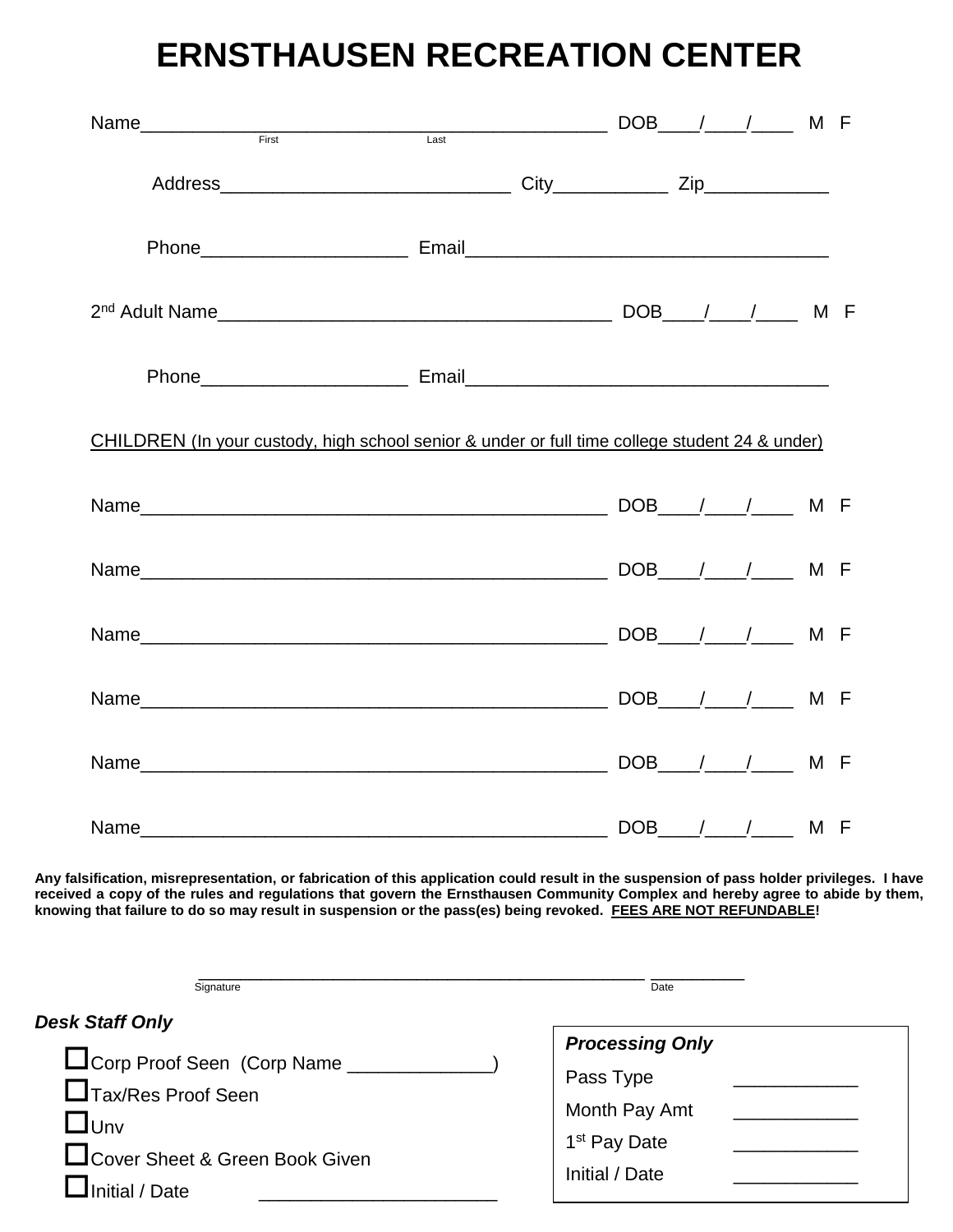# ERNSTHAUSEN RECREATION CENTER

Name_____________________________________________ DOB____/____/____ M F
First Last

Address___________________________ City__________ Zip___________

Phone___________________ Email__________________________________

2nd Adult Name____________________________________ DOB____/____/____ M F

Phone___________________ Email__________________________________

CHILDREN (In your custody, high school senior & under or full time college student 24 & under)

Name_____________________________________________ DOB____/____/____ M F

Name_____________________________________________ DOB____/____/____ M F

Name_____________________________________________ DOB____/____/____ M F

Name_____________________________________________ DOB____/____/____ M F

Name_____________________________________________ DOB____/____/____ M F

Name_____________________________________________ DOB____/____/____ M F

**Any falsification, misrepresentation, or fabrication of this application could result in the suspension of pass holder privileges. I have received a copy of the rules and regulations that govern the Ernsthausen Community Complex and hereby agree to abide by them, knowing that failure to do so may result in suspension or the pass(es) being revoked. FEES ARE NOT REFUNDABLE!**

_____________________________________________ __________
Signature Date

***Desk Staff Only***

- ☐ Corp Proof Seen (Corp Name ______________)
- ☐ Tax/Res Proof Seen
- ☐ Unv
- ☐ Cover Sheet & Green Book Given
- ☐ Initial / Date _______________________

***Processing Only***

Pass Type ____________

Month Pay Amt ____________

1st Pay Date ____________

Initial / Date ____________